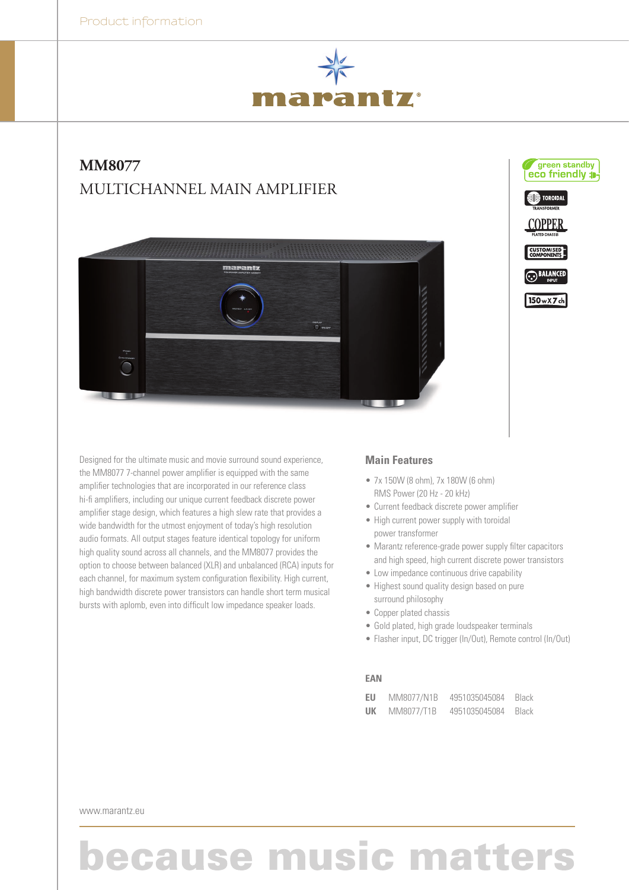Product information

marantz

# MM8077

## MULTICHANNEL MAIN AMPLIFIER

green standby eco friendly

TOROIDAL TRANSFORMER

COPPER PLATED CHASSIS

CUSTOMISED COMPONENTS

BALANCED INPUT

150 w x 7 ch

Designed for the ultimate music and movie surround sound experience, the MM8077 7-channel power amplifier is equipped with the same amplifier technologies that are incorporated in our reference class hi-fi amplifiers, including our unique current feedback discrete power amplifier stage design, which features a high slew rate that provides a wide bandwidth for the utmost enjoyment of today's high resolution audio formats. All output stages feature identical topology for uniform high quality sound across all channels, and the MM8077 provides the option to choose between balanced (XLR) and unbalanced (RCA) inputs for each channel, for maximum system configuration flexibility. High current, high bandwidth discrete power transistors can handle short term musical bursts with aplomb, even into difficult low impedance speaker loads.

### Main Features

- 7x 150W (8 ohm), 7x 180W (6 ohm) RMS Power (20 Hz - 20 kHz)
- Current feedback discrete power amplifier
- High current power supply with toroidal power transformer
- Marantz reference-grade power supply filter capacitors and high speed, high current discrete power transistors
- Low impedance continuous drive capability
- Highest sound quality design based on pure surround philosophy
- Copper plated chassis
- Gold plated, high grade loudspeaker terminals
- Flasher input, DC trigger (In/Out), Remote control (In/Out)

### EAN

| | | | |
|---|---|---|---|
| **EU** | MM8077/N1B | 4951035045084 | Black |
| **UK** | MM8077/T1B | 4951035045084 | Black |

www.marantz.eu

because music matters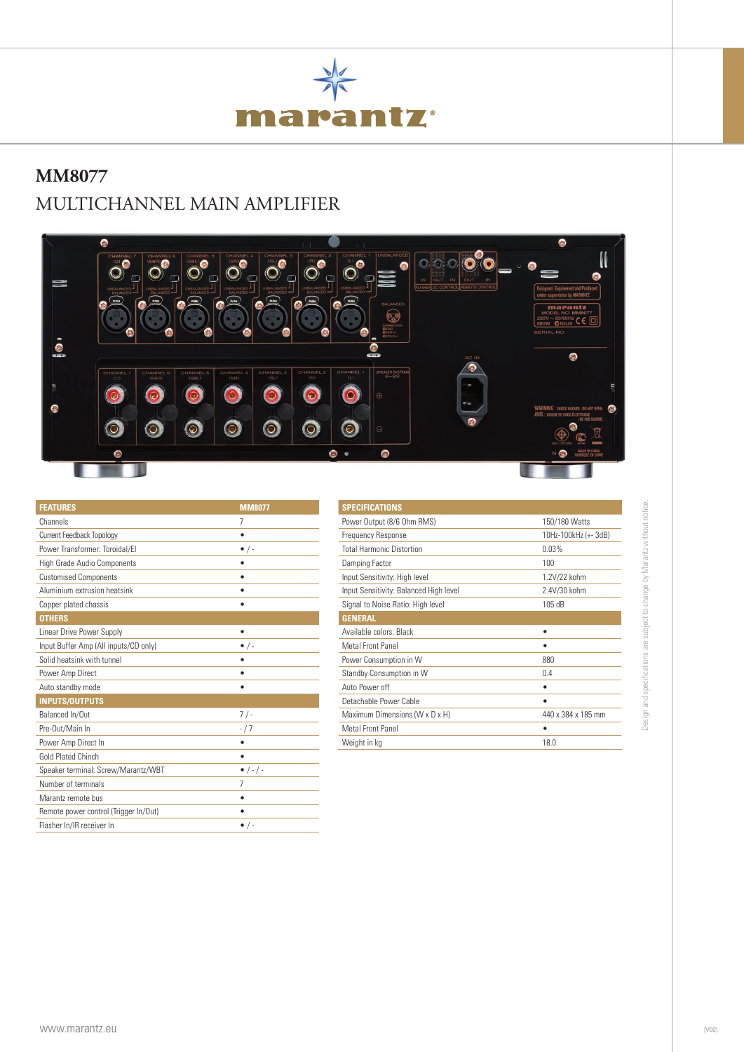# MM8077

## MULTICHANNEL MAIN AMPLIFIER

| FEATURES | MM8077 |
|---|---|
| Channels | 7 |
| Current Feedback Topology | • |
| Power Transformer: Toroidal/EI | • / - |
| High Grade Audio Components | • |
| Customised Components | • |
| Aluminium extrusion heatsink | • |
| Copper plated chassis | • |
| **OTHERS** | |
| Linear Drive Power Supply | • |
| Input Buffer Amp (All inputs/CD only) | • / - |
| Solid heatsink with tunnel | • |
| Power Amp Direct | • |
| Auto standby mode | • |
| **INPUTS/OUTPUTS** | |
| Balanced In/Out | 7 / - |
| Pre-Out/Main In | - / 7 |
| Power Amp Direct In | • |
| Gold Plated Chinch | • |
| Speaker terminal: Screw/Marantz/WBT | • / - / - |
| Number of terminals | 7 |
| Marantz remote bus | • |
| Remote power control (Trigger In/Out) | • |
| Flasher In/IR receiver In | • / - |

| SPECIFICATIONS | |
|---|---|
| Power Output (8/6 Ohm RMS) | 150/180 Watts |
| Frequency Response | 10Hz-100kHz (+- 3dB) |
| Total Harmonic Distortion | 0.03% |
| Damping Factor | 100 |
| Input Sensitivity: High level | 1.2V/22 kohm |
| Input Sensitivity: Balanced High level | 2.4V/30 kohm |
| Signal to Noise Ratio: High level | 105 dB |
| **GENERAL** | |
| Available colors: Black | • |
| Metal Front Panel | • |
| Power Consumption in W | 880 |
| Standby Consumption in W | 0.4 |
| Auto Power off | • |
| Detachable Power Cable | • |
| Maximum Dimensions (W x D x H) | 440 x 384 x 185 mm |
| Metal Front Panel | • |
| Weight in kg | 18.0 |

Design and specifications are subject to change by Marantz without notice.

www.marantz.eu

[V02]